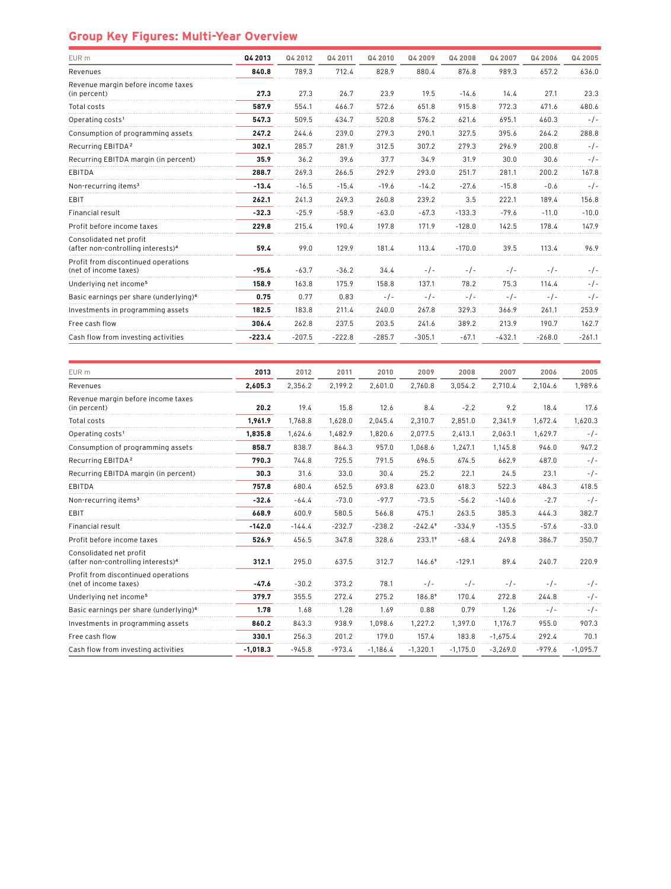## Group Key Figures: Multi-Year Overview

| EUR m | Q4 2013 | Q4 2012 | Q4 2011 | Q4 2010 | Q4 2009 | Q4 2008 | Q4 2007 | Q4 2006 | Q4 2005 |
|---|---|---|---|---|---|---|---|---|---|
| Revenues | **840.8** | 789.3 | 712.4 | 828.9 | 880.4 | 876.8 | 989.3 | 657.2 | 636.0 |
| Revenue margin before income taxes (in percent) | **27.3** | 27.3 | 26.7 | 23.9 | 19.5 | -14.6 | 14.4 | 27.1 | 23.3 |
| Total costs | **587.9** | 554.1 | 466.7 | 572.6 | 651.8 | 915.8 | 772.3 | 471.6 | 480.6 |
| Operating costs[1] | **547.3** | 509.5 | 434.7 | 520.8 | 576.2 | 621.6 | 695.1 | 460.3 | -/- |
| Consumption of programming assets | **247.2** | 244.6 | 239.0 | 279.3 | 290.1 | 327.5 | 395.6 | 264.2 | 288.8 |
| Recurring EBITDA[2] | **302.1** | 285.7 | 281.9 | 312.5 | 307.2 | 279.3 | 296.9 | 200.8 | -/- |
| Recurring EBITDA margin (in percent) | **35.9** | 36.2 | 39.6 | 37.7 | 34.9 | 31.9 | 30.0 | 30.6 | -/- |
| EBITDA | **288.7** | 269.3 | 266.5 | 292.9 | 293.0 | 251.7 | 281.1 | 200.2 | 167.8 |
| Non-recurring items[3] | **-13.4** | -16.5 | -15.4 | -19.6 | -14.2 | -27.6 | -15.8 | -0.6 | -/- |
| EBIT | **262.1** | 241.3 | 249.3 | 260.8 | 239.2 | 3.5 | 222.1 | 189.4 | 156.8 |
| Financial result | **-32.3** | -25.9 | -58.9 | -63.0 | -67.3 | -133.3 | -79.6 | -11.0 | -10.0 |
| Profit before income taxes | **229.8** | 215.4 | 190.4 | 197.8 | 171.9 | -128.0 | 142.5 | 178.4 | 147.9 |
| Consolidated net profit (after non-controlling interests)[4] | **59.4** | 99.0 | 129.9 | 181.4 | 113.4 | -170.0 | 39.5 | 113.4 | 96.9 |
| Profit from discontinued operations (net of income taxes) | **-95.6** | -63.7 | -36.2 | 34.4 | -/- | -/- | -/- | -/- | -/- |
| Underlying net income[5] | **158.9** | 163.8 | 175.9 | 158.8 | 137.1 | 78.2 | 75.3 | 114.4 | -/- |
| Basic earnings per share (underlying)[6] | **0.75** | 0.77 | 0.83 | -/- | -/- | -/- | -/- | -/- | -/- |
| Investments in programming assets | **182.5** | 183.8 | 211.4 | 240.0 | 267.8 | 329.3 | 366.9 | 261.1 | 253.9 |
| Free cash flow | **306.4** | 262.8 | 237.5 | 203.5 | 241.6 | 389.2 | 213.9 | 190.7 | 162.7 |
| Cash flow from investing activities | **-223.4** | -207.5 | -222.8 | -285.7 | -305.1 | -67.1 | -432.1 | -268.0 | -261.1 |

| EUR m | 2013 | 2012 | 2011 | 2010 | 2009 | 2008 | 2007 | 2006 | 2005 |
|---|---|---|---|---|---|---|---|---|---|
| Revenues | **2,605.3** | 2,356.2 | 2,199.2 | 2,601.0 | 2,760.8 | 3,054.2 | 2,710.4 | 2,104.6 | 1,989.6 |
| Revenue margin before income taxes (in percent) | **20.2** | 19.4 | 15.8 | 12.6 | 8.4 | -2.2 | 9.2 | 18.4 | 17.6 |
| Total costs | **1,961.9** | 1,768.8 | 1,628.0 | 2,045.4 | 2,310.7 | 2,851.0 | 2,341.9 | 1,672.4 | 1,620.3 |
| Operating costs[1] | **1,835.8** | 1,624.6 | 1,482.9 | 1,820.6 | 2,077.5 | 2,413.1 | 2,063.1 | 1,629.7 | -/- |
| Consumption of programming assets | **858.7** | 838.7 | 864.3 | 957.0 | 1,068.6 | 1,247.1 | 1,145.8 | 946.0 | 947.2 |
| Recurring EBITDA[2] | **790.3** | 744.8 | 725.5 | 791.5 | 696.5 | 674.5 | 662.9 | 487.0 | -/- |
| Recurring EBITDA margin (in percent) | **30.3** | 31.6 | 33.0 | 30.4 | 25.2 | 22.1 | 24.5 | 23.1 | -/- |
| EBITDA | **757.8** | 680.4 | 652.5 | 693.8 | 623.0 | 618.3 | 522.3 | 484.3 | 418.5 |
| Non-recurring items[3] | **-32.6** | -64.4 | -73.0 | -97.7 | -73.5 | -56.2 | -140.6 | -2.7 | -/- |
| EBIT | **668.9** | 600.9 | 580.5 | 566.8 | 475.1 | 263.5 | 385.3 | 444.3 | 382.7 |
| Financial result | **-142.0** | -144.4 | -232.7 | -238.2 | -242.4[9] | -334.9 | -135.5 | -57.6 | -33.0 |
| Profit before income taxes | **526.9** | 456.5 | 347.8 | 328.6 | 233.1[9] | -68.4 | 249.8 | 386.7 | 350.7 |
| Consolidated net profit (after non-controlling interests)[4] | **312.1** | 295.0 | 637.5 | 312.7 | 146.6[9] | -129.1 | 89.4 | 240.7 | 220.9 |
| Profit from discontinued operations (net of income taxes) | **-47.6** | -30.2 | 373.2 | 78.1 | -/- | -/- | -/- | -/- | -/- |
| Underlying net income[5] | **379.7** | 355.5 | 272.4 | 275.2 | 186.8[9] | 170.4 | 272.8 | 244.8 | -/- |
| Basic earnings per share (underlying)[6] | **1.78** | 1.68 | 1.28 | 1.69 | 0.88 | 0.79 | 1.26 | -/- | -/- |
| Investments in programming assets | **860.2** | 843.3 | 938.9 | 1,098.6 | 1,227.2 | 1,397.0 | 1,176.7 | 955.0 | 907.3 |
| Free cash flow | **330.1** | 256.3 | 201.2 | 179.0 | 157.4 | 183.8 | -1,675.4 | 292.4 | 70.1 |
| Cash flow from investing activities | **-1,018.3** | -945.8 | -973.4 | -1,186.4 | -1,320.1 | -1,175.0 | -3,269.0 | -979.6 | -1,095.7 |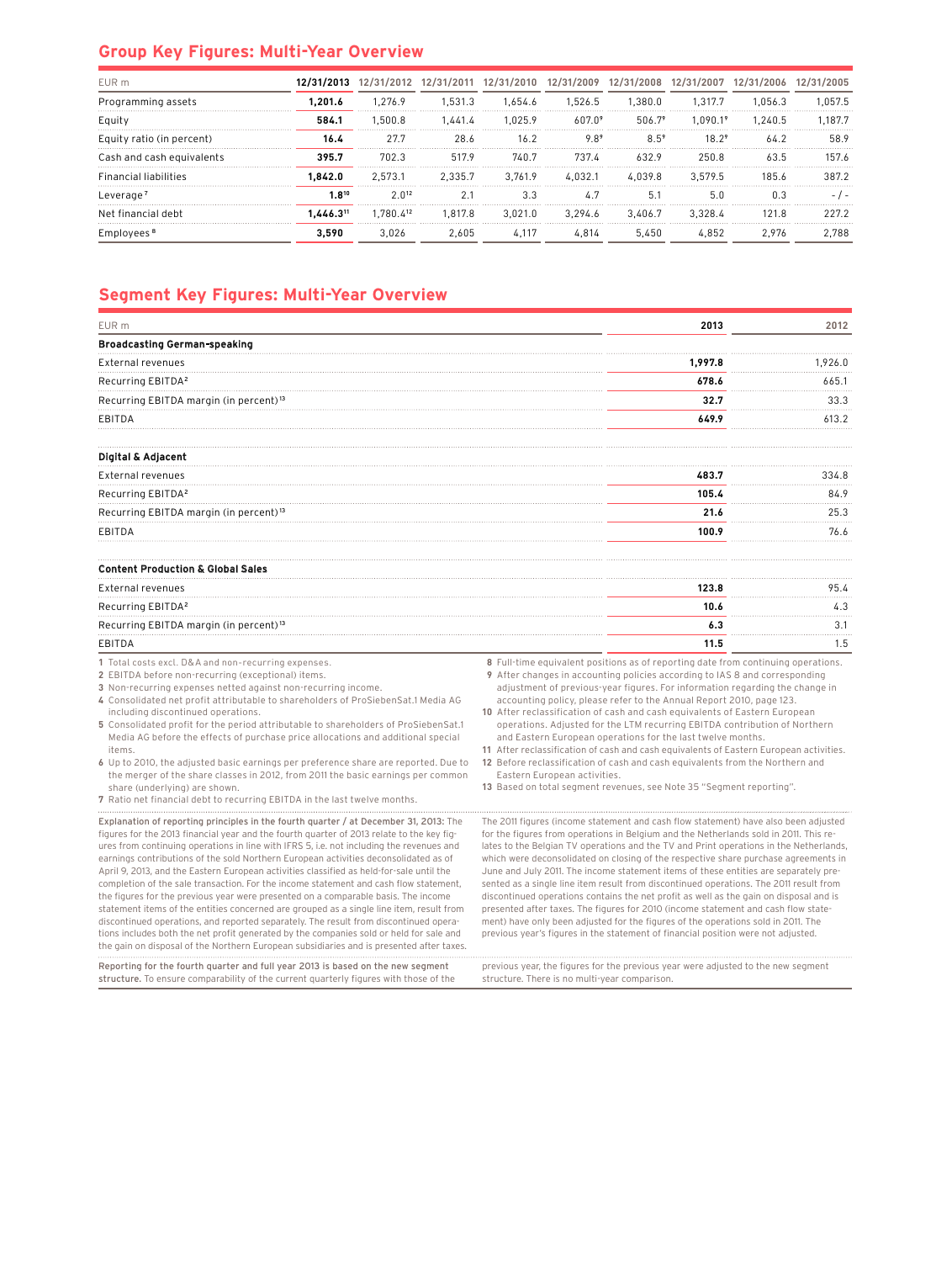## Group Key Figures: Multi-Year Overview

| EUR m | 12/31/2013 | 12/31/2012 | 12/31/2011 | 12/31/2010 | 12/31/2009 | 12/31/2008 | 12/31/2007 | 12/31/2006 | 12/31/2005 |
|---|---|---|---|---|---|---|---|---|---|
| Programming assets | **1,201.6** | 1,276.9 | 1,531.3 | 1,654.6 | 1,526.5 | 1,380.0 | 1,317.7 | 1,056.3 | 1,057.5 |
| Equity | **584.1** | 1,500.8 | 1,441.4 | 1,025.9 | 607.0[9] | 506.7[9] | 1,090.1[9] | 1,240.5 | 1,187.7 |
| Equity ratio (in percent) | **16.4** | 27.7 | 28.6 | 16.2 | 9.8[9] | 8.5[9] | 18.2[9] | 64.2 | 58.9 |
| Cash and cash equivalents | **395.7** | 702.3 | 517.9 | 740.7 | 737.4 | 632.9 | 250.8 | 63.5 | 157.6 |
| Financial liabilities | **1,842.0** | 2,573.1 | 2,335.7 | 3,761.9 | 4,032.1 | 4,039.8 | 3,579.5 | 185.6 | 387.2 |
| Leverage[7] | **1.8**[10] | 2.0[12] | 2.1 | 3.3 | 4.7 | 5.1 | 5.0 | 0.3 | - / - |
| Net financial debt | **1,446.3**[11] | 1,780.4[12] | 1,817.8 | 3,021.0 | 3,294.6 | 3,406.7 | 3,328.4 | 121.8 | 227.2 |
| Employees[8] | **3,590** | 3,026 | 2,605 | 4,117 | 4,814 | 5,450 | 4,852 | 2,976 | 2,788 |

## Segment Key Figures: Multi-Year Overview

| EUR m | 2013 | 2012 |
|---|---|---|
| **Broadcasting German-speaking** | | |
| External revenues | **1,997.8** | 1,926.0 |
| Recurring EBITDA[2] | **678.6** | 665.1 |
| Recurring EBITDA margin (in percent)[13] | **32.7** | 33.3 |
| EBITDA | **649.9** | 613.2 |
| **Digital & Adjacent** | | |
| External revenues | **483.7** | 334.8 |
| Recurring EBITDA[2] | **105.4** | 84.9 |
| Recurring EBITDA margin (in percent)[13] | **21.6** | 25.3 |
| EBITDA | **100.9** | 76.6 |
| **Content Production & Global Sales** | | |
| External revenues | **123.8** | 95.4 |
| Recurring EBITDA[2] | **10.6** | 4.3 |
| Recurring EBITDA margin (in percent)[13] | **6.3** | 3.1 |
| EBITDA | **11.5** | 1.5 |

1 Total costs excl. D&A and non-recurring expenses.
2 EBITDA before non-recurring (exceptional) items.
3 Non-recurring expenses netted against non-recurring income.
4 Consolidated net profit attributable to shareholders of ProSiebenSat.1 Media AG including discontinued operations.
5 Consolidated profit for the period attributable to shareholders of ProSiebenSat.1 Media AG before the effects of purchase price allocations and additional special items.
6 Up to 2010, the adjusted basic earnings per preference share are reported. Due to the merger of the share classes in 2012, from 2011 the basic earnings per common share (underlying) are shown.
7 Ratio net financial debt to recurring EBITDA in the last twelve months.
8 Full-time equivalent positions as of reporting date from continuing operations.
9 After changes in accounting policies according to IAS 8 and corresponding adjustment of previous-year figures. For information regarding the change in accounting policy, please refer to the Annual Report 2010, page 123.
10 After reclassification of cash and cash equivalents of Eastern European operations. Adjusted for the LTM recurring EBITDA contribution of Northern and Eastern European operations for the last twelve months.
11 After reclassification of cash and cash equivalents of Eastern European activities.
12 Before reclassification of cash and cash equivalents from the Northern and Eastern European activities.
13 Based on total segment revenues, see Note 35 "Segment reporting".

**Explanation of reporting principles in the fourth quarter / at December 31, 2013:** The figures for the 2013 financial year and the fourth quarter of 2013 relate to the key figures from continuing operations in line with IFRS 5, i.e. not including the revenues and earnings contributions of the sold Northern European activities deconsolidated as of April 9, 2013, and the Eastern European activities classified as held-for-sale until the completion of the sale transaction. For the income statement and cash flow statement, the figures for the previous year were presented on a comparable basis. The income statement items of the entities concerned are grouped as a single line item, result from discontinued operations, and reported separately. The result from discontinued operations includes both the net profit generated by the companies sold or held for sale and the gain on disposal of the Northern European subsidiaries and is presented after taxes. The 2011 figures (income statement and cash flow statement) have also been adjusted for the figures from operations in Belgium and the Netherlands sold in 2011. This relates to the Belgian TV operations and the TV and Print operations in the Netherlands, which were deconsolidated on closing of the respective share purchase agreements in June and July 2011. The income statement items of these entities are separately presented as a single line item result from discontinued operations. The 2011 result from discontinued operations contains the net profit as well as the gain on disposal and is presented after taxes. The figures for 2010 (income statement and cash flow statement) have only been adjusted for the figures of the operations sold in 2011. The previous year's figures in the statement of financial position were not adjusted.

**Reporting for the fourth quarter and full year 2013 is based on the new segment structure.** To ensure comparability of the current quarterly figures with those of the previous year, the figures for the previous year were adjusted to the new segment structure. There is no multi-year comparison.